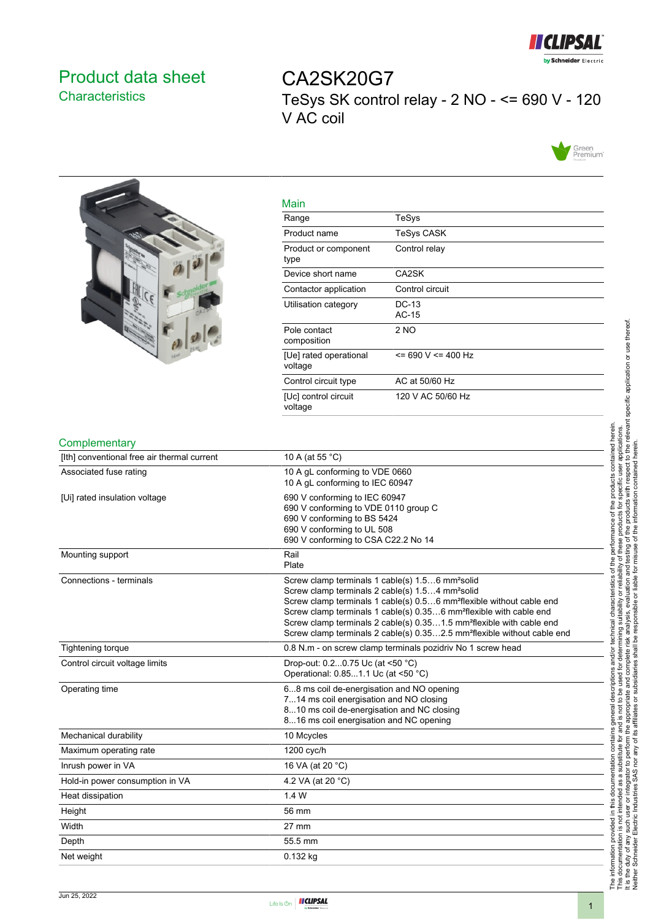# Product data sheet

## Characteristics

# CA2SK20G7

TeSys SK control relay - 2 NO - <= 690 V - 120 V AC coil

### Main

| | |
|---|---|
| Range | TeSys |
| Product name | TeSys CASK |
| Product or component type | Control relay |
| Device short name | CA2SK |
| Contactor application | Control circuit |
| Utilisation category | DC-13<br>AC-15 |
| Pole contact composition | 2 NO |
| [Ue] rated operational voltage | <= 690 V <= 400 Hz |
| Control circuit type | AC at 50/60 Hz |
| [Uc] control circuit voltage | 120 V AC 50/60 Hz |

### Complementary

| | |
|---|---|
| [Ith] conventional free air thermal current | 10 A (at 55 °C) |
| Associated fuse rating | 10 A gL conforming to VDE 0660<br>10 A gL conforming to IEC 60947 |
| [Ui] rated insulation voltage | 690 V conforming to IEC 60947<br>690 V conforming to VDE 0110 group C<br>690 V conforming to BS 5424<br>690 V conforming to UL 508<br>690 V conforming to CSA C22.2 No 14 |
| Mounting support | Rail<br>Plate |
| Connections - terminals | Screw clamp terminals 1 cable(s) 1.5…6 mm²solid<br>Screw clamp terminals 2 cable(s) 1.5…4 mm²solid<br>Screw clamp terminals 1 cable(s) 0.5…6 mm²flexible without cable end<br>Screw clamp terminals 1 cable(s) 0.35…6 mm²flexible with cable end<br>Screw clamp terminals 2 cable(s) 0.35…1.5 mm²flexible with cable end<br>Screw clamp terminals 2 cable(s) 0.35…2.5 mm²flexible without cable end |
| Tightening torque | 0.8 N.m - on screw clamp terminals pozidriv No 1 screw head |
| Control circuit voltage limits | Drop-out: 0.2...0.75 Uc (at <50 °C)<br>Operational: 0.85...1.1 Uc (at <50 °C) |
| Operating time | 6...8 ms coil de-energisation and NO opening<br>7...14 ms coil energisation and NO closing<br>8...10 ms coil de-energisation and NC closing<br>8...16 ms coil energisation and NC opening |
| Mechanical durability | 10 Mcycles |
| Maximum operating rate | 1200 cyc/h |
| Inrush power in VA | 16 VA (at 20 °C) |
| Hold-in power consumption in VA | 4.2 VA (at 20 °C) |
| Heat dissipation | 1.4 W |
| Height | 56 mm |
| Width | 27 mm |
| Depth | 55.5 mm |
| Net weight | 0.132 kg |

The information provided in this documentation contains general descriptions and/or technical characteristics of the performance of the products contained herein. This documentation is not intended as a substitute for and is not to be used for determining suitability or reliability of these products for specific user applications. It is the duty of any such user or integrator to perform the appropriate and complete risk analysis, evaluation and testing of the products with respect to the relevant specific application or use thereof. Neither Schneider Electric Industries SAS nor any of its affiliates or subsidiaries shall be responsible or liable for misuse of the information contained herein.

Jun 25, 2022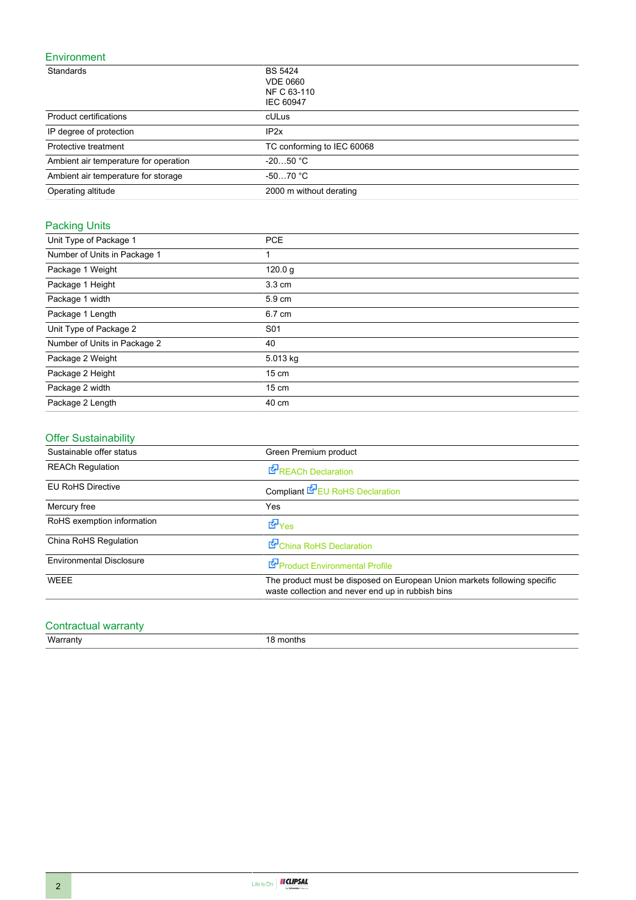## Environment

| | |
|---|---|
| Standards | BS 5424<br>VDE 0660<br>NF C 63-110<br>IEC 60947 |
| Product certifications | cULus |
| IP degree of protection | IP2x |
| Protective treatment | TC conforming to IEC 60068 |
| Ambient air temperature for operation | -20…50 °C |
| Ambient air temperature for storage | -50…70 °C |
| Operating altitude | 2000 m without derating |

## Packing Units

| | |
|---|---|
| Unit Type of Package 1 | PCE |
| Number of Units in Package 1 | 1 |
| Package 1 Weight | 120.0 g |
| Package 1 Height | 3.3 cm |
| Package 1 width | 5.9 cm |
| Package 1 Length | 6.7 cm |
| Unit Type of Package 2 | S01 |
| Number of Units in Package 2 | 40 |
| Package 2 Weight | 5.013 kg |
| Package 2 Height | 15 cm |
| Package 2 width | 15 cm |
| Package 2 Length | 40 cm |

## Offer Sustainability

| | |
|---|---|
| Sustainable offer status | Green Premium product |
| REACh Regulation | REACh Declaration |
| EU RoHS Directive | Compliant EU RoHS Declaration |
| Mercury free | Yes |
| RoHS exemption information | Yes |
| China RoHS Regulation | China RoHS Declaration |
| Environmental Disclosure | Product Environmental Profile |
| WEEE | The product must be disposed on European Union markets following specific waste collection and never end up in rubbish bins |

## Contractual warranty

| | |
|---|---|
| Warranty | 18 months |